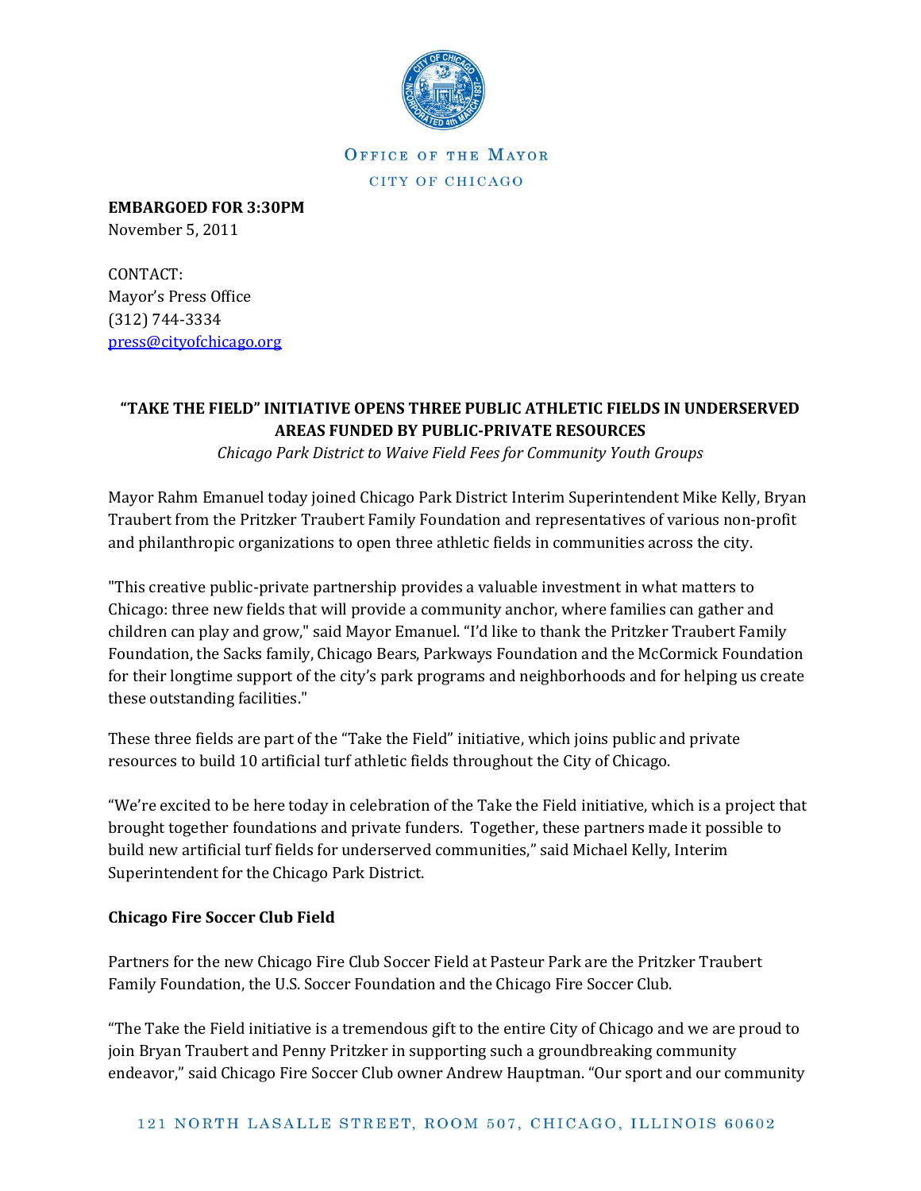OFFICE OF THE MAYOR

CITY OF CHICAGO

**EMBARGOED FOR 3:30PM**
November 5, 2011

CONTACT:
Mayor's Press Office
(312) 744-3334
press@cityofchicago.org

## "TAKE THE FIELD" INITIATIVE OPENS THREE PUBLIC ATHLETIC FIELDS IN UNDERSERVED AREAS FUNDED BY PUBLIC-PRIVATE RESOURCES

*Chicago Park District to Waive Field Fees for Community Youth Groups*

Mayor Rahm Emanuel today joined Chicago Park District Interim Superintendent Mike Kelly, Bryan Traubert from the Pritzker Traubert Family Foundation and representatives of various non-profit and philanthropic organizations to open three athletic fields in communities across the city.

"This creative public-private partnership provides a valuable investment in what matters to Chicago: three new fields that will provide a community anchor, where families can gather and children can play and grow," said Mayor Emanuel. "I'd like to thank the Pritzker Traubert Family Foundation, the Sacks family, Chicago Bears, Parkways Foundation and the McCormick Foundation for their longtime support of the city's park programs and neighborhoods and for helping us create these outstanding facilities."

These three fields are part of the "Take the Field" initiative, which joins public and private resources to build 10 artificial turf athletic fields throughout the City of Chicago.

"We're excited to be here today in celebration of the Take the Field initiative, which is a project that brought together foundations and private funders. Together, these partners made it possible to build new artificial turf fields for underserved communities," said Michael Kelly, Interim Superintendent for the Chicago Park District.

### Chicago Fire Soccer Club Field

Partners for the new Chicago Fire Club Soccer Field at Pasteur Park are the Pritzker Traubert Family Foundation, the U.S. Soccer Foundation and the Chicago Fire Soccer Club.

"The Take the Field initiative is a tremendous gift to the entire City of Chicago and we are proud to join Bryan Traubert and Penny Pritzker in supporting such a groundbreaking community endeavor," said Chicago Fire Soccer Club owner Andrew Hauptman. "Our sport and our community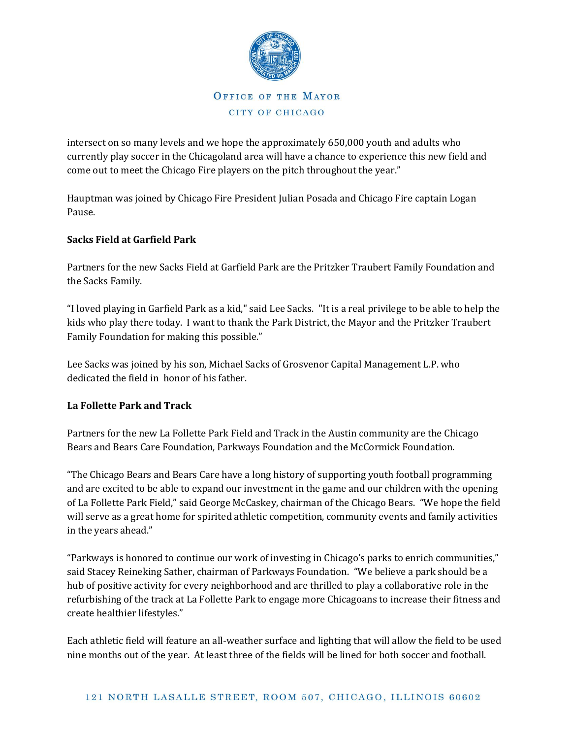intersect on so many levels and we hope the approximately 650,000 youth and adults who currently play soccer in the Chicagoland area will have a chance to experience this new field and come out to meet the Chicago Fire players on the pitch throughout the year."

Hauptman was joined by Chicago Fire President Julian Posada and Chicago Fire captain Logan Pause.

**Sacks Field at Garfield Park**

Partners for the new Sacks Field at Garfield Park are the Pritzker Traubert Family Foundation and the Sacks Family.

"I loved playing in Garfield Park as a kid," said Lee Sacks. "It is a real privilege to be able to help the kids who play there today. I want to thank the Park District, the Mayor and the Pritzker Traubert Family Foundation for making this possible."

Lee Sacks was joined by his son, Michael Sacks of Grosvenor Capital Management L.P. who dedicated the field in honor of his father.

**La Follette Park and Track**

Partners for the new La Follette Park Field and Track in the Austin community are the Chicago Bears and Bears Care Foundation, Parkways Foundation and the McCormick Foundation.

"The Chicago Bears and Bears Care have a long history of supporting youth football programming and are excited to be able to expand our investment in the game and our children with the opening of La Follette Park Field," said George McCaskey, chairman of the Chicago Bears. "We hope the field will serve as a great home for spirited athletic competition, community events and family activities in the years ahead."

"Parkways is honored to continue our work of investing in Chicago's parks to enrich communities," said Stacey Reineking Sather, chairman of Parkways Foundation. "We believe a park should be a hub of positive activity for every neighborhood and are thrilled to play a collaborative role in the refurbishing of the track at La Follette Park to engage more Chicagoans to increase their fitness and create healthier lifestyles."

Each athletic field will feature an all-weather surface and lighting that will allow the field to be used nine months out of the year. At least three of the fields will be lined for both soccer and football.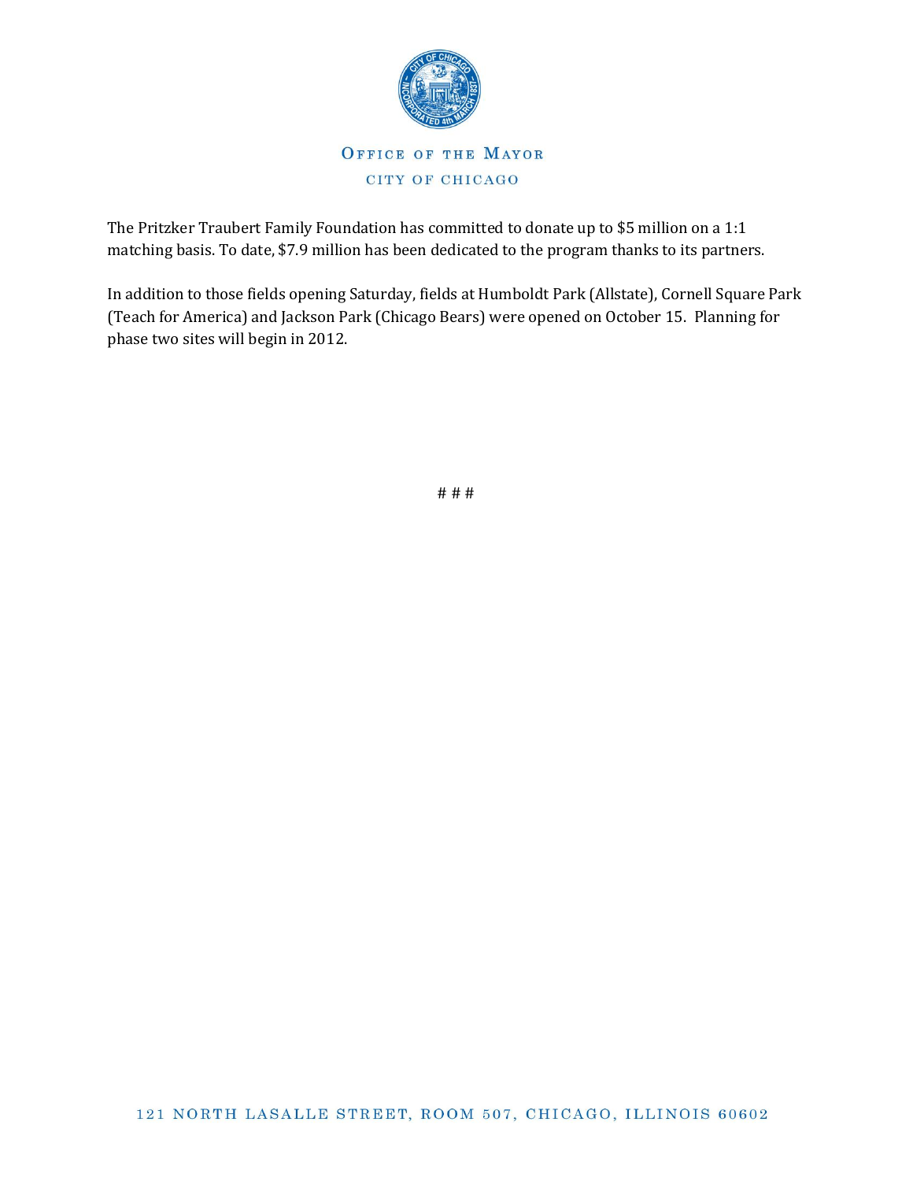The Pritzker Traubert Family Foundation has committed to donate up to $5 million on a 1:1 matching basis. To date, $7.9 million has been dedicated to the program thanks to its partners.

In addition to those fields opening Saturday, fields at Humboldt Park (Allstate), Cornell Square Park (Teach for America) and Jackson Park (Chicago Bears) were opened on October 15. Planning for phase two sites will begin in 2012.

# # #